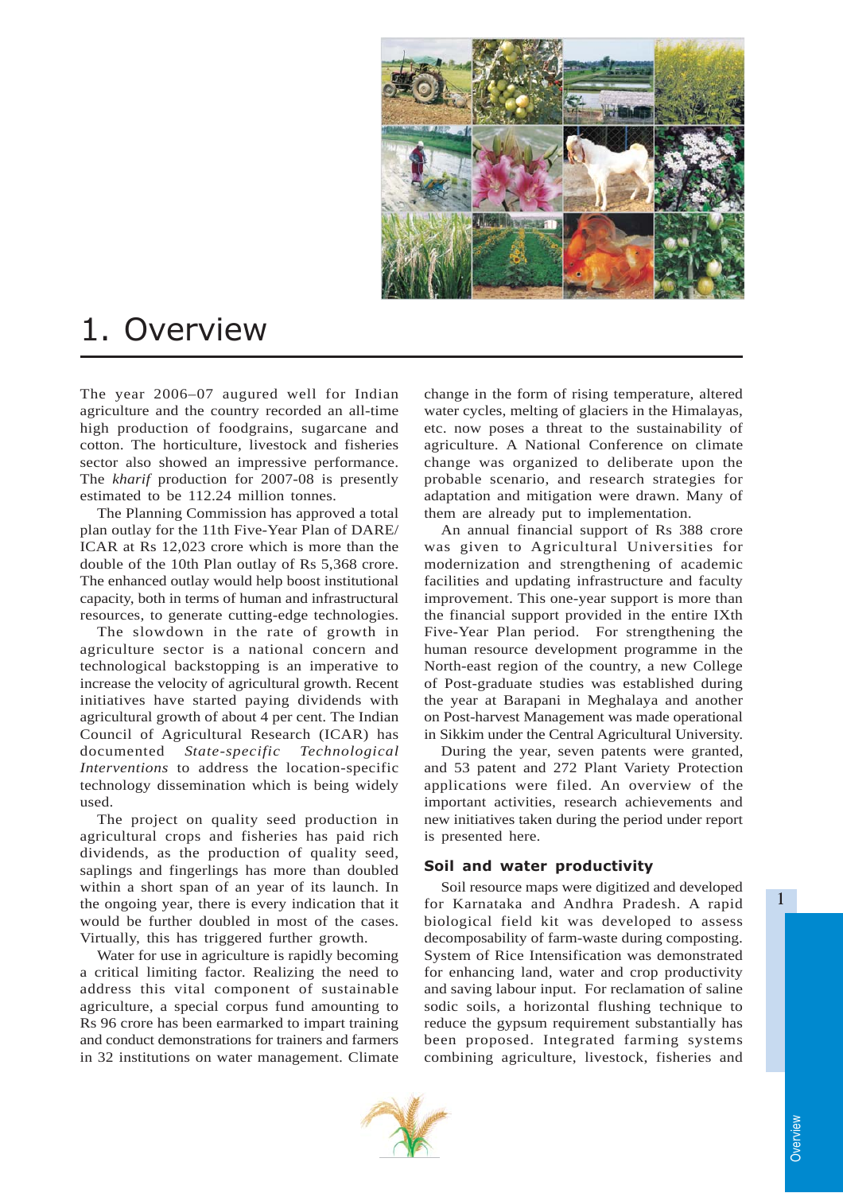# 1. Overview

The year 2006–07 augured well for Indian agriculture and the country recorded an all-time high production of foodgrains, sugarcane and cotton. The horticulture, livestock and fisheries sector also showed an impressive performance. The *kharif* production for 2007-08 is presently estimated to be 112.24 million tonnes.

The Planning Commission has approved a total plan outlay for the 11th Five-Year Plan of DARE/ ICAR at Rs 12,023 crore which is more than the double of the 10th Plan outlay of Rs 5,368 crore. The enhanced outlay would help boost institutional capacity, both in terms of human and infrastructural resources, to generate cutting-edge technologies.

The slowdown in the rate of growth in agriculture sector is a national concern and technological backstopping is an imperative to increase the velocity of agricultural growth. Recent initiatives have started paying dividends with agricultural growth of about 4 per cent. The Indian Council of Agricultural Research (ICAR) has documented *State-specific Technological Interventions* to address the location-specific technology dissemination which is being widely used.

The project on quality seed production in agricultural crops and fisheries has paid rich dividends, as the production of quality seed, saplings and fingerlings has more than doubled within a short span of an year of its launch. In the ongoing year, there is every indication that it would be further doubled in most of the cases. Virtually, this has triggered further growth.

Water for use in agriculture is rapidly becoming a critical limiting factor. Realizing the need to address this vital component of sustainable agriculture, a special corpus fund amounting to Rs 96 crore has been earmarked to impart training and conduct demonstrations for trainers and farmers in 32 institutions on water management. Climate change in the form of rising temperature, altered water cycles, melting of glaciers in the Himalayas, etc. now poses a threat to the sustainability of agriculture. A National Conference on climate change was organized to deliberate upon the probable scenario, and research strategies for adaptation and mitigation were drawn. Many of them are already put to implementation.

An annual financial support of Rs 388 crore was given to Agricultural Universities for modernization and strengthening of academic facilities and updating infrastructure and faculty improvement. This one-year support is more than the financial support provided in the entire IXth Five-Year Plan period. For strengthening the human resource development programme in the North-east region of the country, a new College of Post-graduate studies was established during the year at Barapani in Meghalaya and another on Post-harvest Management was made operational in Sikkim under the Central Agricultural University.

During the year, seven patents were granted, and 53 patent and 272 Plant Variety Protection applications were filed. An overview of the important activities, research achievements and new initiatives taken during the period under report is presented here.

### Soil and water productivity

Soil resource maps were digitized and developed for Karnataka and Andhra Pradesh. A rapid biological field kit was developed to assess decomposability of farm-waste during composting. System of Rice Intensification was demonstrated for enhancing land, water and crop productivity and saving labour input. For reclamation of saline sodic soils, a horizontal flushing technique to reduce the gypsum requirement substantially has been proposed. Integrated farming systems combining agriculture, livestock, fisheries and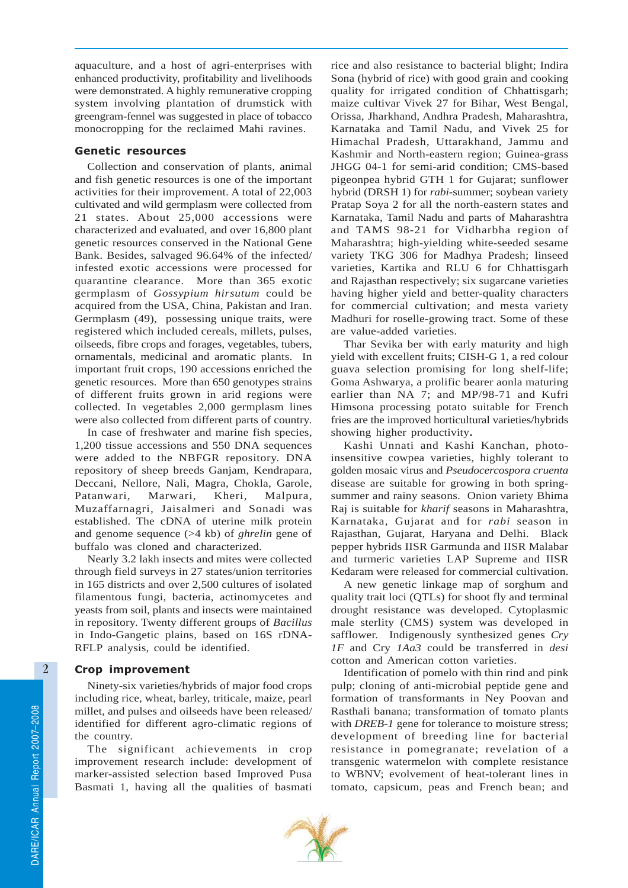aquaculture, and a host of agri-enterprises with enhanced productivity, profitability and livelihoods were demonstrated. A highly remunerative cropping system involving plantation of drumstick with greengram-fennel was suggested in place of tobacco monocropping for the reclaimed Mahi ravines.

## Genetic resources

Collection and conservation of plants, animal and fish genetic resources is one of the important activities for their improvement. A total of 22,003 cultivated and wild germplasm were collected from 21 states. About 25,000 accessions were characterized and evaluated, and over 16,800 plant genetic resources conserved in the National Gene Bank. Besides, salvaged 96.64% of the infected/infested exotic accessions were processed for quarantine clearance. More than 365 exotic germplasm of *Gossypium hirsutum* could be acquired from the USA, China, Pakistan and Iran. Germplasm (49), possessing unique traits, were registered which included cereals, millets, pulses, oilseeds, fibre crops and forages, vegetables, tubers, ornamentals, medicinal and aromatic plants. In important fruit crops, 190 accessions enriched the genetic resources. More than 650 genotypes strains of different fruits grown in arid regions were collected. In vegetables 2,000 germplasm lines were also collected from different parts of country.

In case of freshwater and marine fish species, 1,200 tissue accessions and 550 DNA sequences were added to the NBFGR repository. DNA repository of sheep breeds Ganjam, Kendrapara, Deccani, Nellore, Nali, Magra, Chokla, Garole, Patanwari, Marwari, Kheri, Malpura, Muzaffarnagri, Jaisalmeri and Sonadi was established. The cDNA of uterine milk protein and genome sequence (>4 kb) of *ghrelin* gene of buffalo was cloned and characterized.

Nearly 3.2 lakh insects and mites were collected through field surveys in 27 states/union territories in 165 districts and over 2,500 cultures of isolated filamentous fungi, bacteria, actinomycetes and yeasts from soil, plants and insects were maintained in repository. Twenty different groups of *Bacillus* in Indo-Gangetic plains, based on 16S rDNA-RFLP analysis, could be identified.

## Crop improvement

Ninety-six varieties/hybrids of major food crops including rice, wheat, barley, triticale, maize, pearl millet, and pulses and oilseeds have been released/identified for different agro-climatic regions of the country.

The significant achievements in crop improvement research include: development of marker-assisted selection based Improved Pusa Basmati 1, having all the qualities of basmati rice and also resistance to bacterial blight; Indira Sona (hybrid of rice) with good grain and cooking quality for irrigated condition of Chhattisgarh; maize cultivar Vivek 27 for Bihar, West Bengal, Orissa, Jharkhand, Andhra Pradesh, Maharashtra, Karnataka and Tamil Nadu, and Vivek 25 for Himachal Pradesh, Uttarakhand, Jammu and Kashmir and North-eastern region; Guinea-grass JHGG 04-1 for semi-arid condition; CMS-based pigeonpea hybrid GTH 1 for Gujarat; sunflower hybrid (DRSH 1) for *rabi*-summer; soybean variety Pratap Soya 2 for all the north-eastern states and Karnataka, Tamil Nadu and parts of Maharashtra and TAMS 98-21 for Vidharbha region of Maharashtra; high-yielding white-seeded sesame variety TKG 306 for Madhya Pradesh; linseed varieties, Kartika and RLU 6 for Chhattisgarh and Rajasthan respectively; six sugarcane varieties having higher yield and better-quality characters for commercial cultivation; and mesta variety Madhuri for roselle-growing tract. Some of these are value-added varieties.

Thar Sevika ber with early maturity and high yield with excellent fruits; CISH-G 1, a red colour guava selection promising for long shelf-life; Goma Ashwarya, a prolific bearer aonla maturing earlier than NA 7; and MP/98-71 and Kufri Himsona processing potato suitable for French fries are the improved horticultural varieties/hybrids showing higher productivity**.**

Kashi Unnati and Kashi Kanchan, photo-insensitive cowpea varieties, highly tolerant to golden mosaic virus and *Pseudocercospora cruenta* disease are suitable for growing in both spring-summer and rainy seasons. Onion variety Bhima Raj is suitable for *kharif* seasons in Maharashtra, Karnataka, Gujarat and for *rabi* season in Rajasthan, Gujarat, Haryana and Delhi. Black pepper hybrids IISR Garmunda and IISR Malabar and turmeric varieties LAP Supreme and IISR Kedaram were released for commercial cultivation.

A new genetic linkage map of sorghum and quality trait loci (QTLs) for shoot fly and terminal drought resistance was developed. Cytoplasmic male sterlity (CMS) system was developed in safflower. Indigenously synthesized genes *Cry 1F* and Cry *1Aa3* could be transferred in *desi* cotton and American cotton varieties.

Identification of pomelo with thin rind and pink pulp; cloning of anti-microbial peptide gene and formation of transformants in Ney Poovan and Rasthali banana; transformation of tomato plants with *DREB-1* gene for tolerance to moisture stress; development of breeding line for bacterial resistance in pomegranate; revelation of a transgenic watermelon with complete resistance to WBNV; evolvement of heat-tolerant lines in tomato, capsicum, peas and French bean; and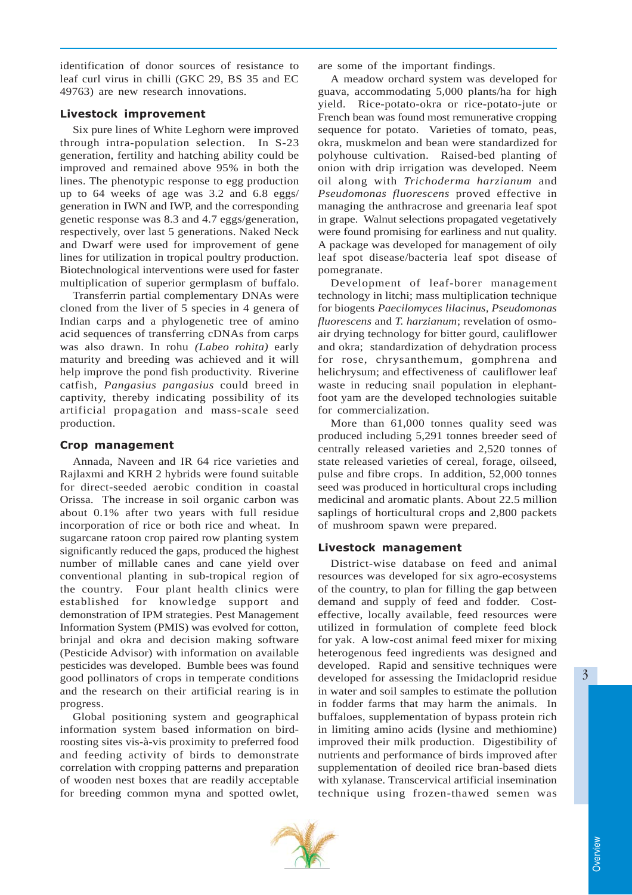identification of donor sources of resistance to leaf curl virus in chilli (GKC 29, BS 35 and EC 49763) are new research innovations.

### Livestock improvement

Six pure lines of White Leghorn were improved through intra-population selection. In S-23 generation, fertility and hatching ability could be improved and remained above 95% in both the lines. The phenotypic response to egg production up to 64 weeks of age was 3.2 and 6.8 eggs/generation in IWN and IWP, and the corresponding genetic response was 8.3 and 4.7 eggs/generation, respectively, over last 5 generations. Naked Neck and Dwarf were used for improvement of gene lines for utilization in tropical poultry production. Biotechnological interventions were used for faster multiplication of superior germplasm of buffalo.

Transferrin partial complementary DNAs were cloned from the liver of 5 species in 4 genera of Indian carps and a phylogenetic tree of amino acid sequences of transferring cDNAs from carps was also drawn. In rohu *(Labeo rohita)* early maturity and breeding was achieved and it will help improve the pond fish productivity. Riverine catfish, *Pangasius pangasius* could breed in captivity, thereby indicating possibility of its artificial propagation and mass-scale seed production.

### Crop management

Annada, Naveen and IR 64 rice varieties and Rajlaxmi and KRH 2 hybrids were found suitable for direct-seeded aerobic condition in coastal Orissa. The increase in soil organic carbon was about 0.1% after two years with full residue incorporation of rice or both rice and wheat. In sugarcane ratoon crop paired row planting system significantly reduced the gaps, produced the highest number of millable canes and cane yield over conventional planting in sub-tropical region of the country. Four plant health clinics were established for knowledge support and demonstration of IPM strategies. Pest Management Information System (PMIS) was evolved for cotton, brinjal and okra and decision making software (Pesticide Advisor) with information on available pesticides was developed. Bumble bees was found good pollinators of crops in temperate conditions and the research on their artificial rearing is in progress.

Global positioning system and geographical information system based information on bird-roosting sites vis-à-vis proximity to preferred food and feeding activity of birds to demonstrate correlation with cropping patterns and preparation of wooden nest boxes that are readily acceptable for breeding common myna and spotted owlet, are some of the important findings.

A meadow orchard system was developed for guava, accommodating 5,000 plants/ha for high yield. Rice-potato-okra or rice-potato-jute or French bean was found most remunerative cropping sequence for potato. Varieties of tomato, peas, okra, muskmelon and bean were standardized for polyhouse cultivation. Raised-bed planting of onion with drip irrigation was developed. Neem oil along with *Trichoderma harzianum* and *Pseudomonas fluorescens* proved effective in managing the anthracrose and greenaria leaf spot in grape. Walnut selections propagated vegetatively were found promising for earliness and nut quality. A package was developed for management of oily leaf spot disease/bacteria leaf spot disease of pomegranate.

Development of leaf-borer management technology in litchi; mass multiplication technique for biogents *Paecilomyces lilacinus*, *Pseudomonas fluorescens* and *T. harzianum*; revelation of osmo-air drying technology for bitter gourd, cauliflower and okra; standardization of dehydration process for rose, chrysanthemum, gomphrena and helichrysum; and effectiveness of cauliflower leaf waste in reducing snail population in elephant-foot yam are the developed technologies suitable for commercialization.

More than 61,000 tonnes quality seed was produced including 5,291 tonnes breeder seed of centrally released varieties and 2,520 tonnes of state released varieties of cereal, forage, oilseed, pulse and fibre crops. In addition, 52,000 tonnes seed was produced in horticultural crops including medicinal and aromatic plants. About 22.5 million saplings of horticultural crops and 2,800 packets of mushroom spawn were prepared.

### Livestock management

District-wise database on feed and animal resources was developed for six agro-ecosystems of the country, to plan for filling the gap between demand and supply of feed and fodder. Cost-effective, locally available, feed resources were utilized in formulation of complete feed block for yak. A low-cost animal feed mixer for mixing heterogenous feed ingredients was designed and developed. Rapid and sensitive techniques were developed for assessing the Imidacloprid residue in water and soil samples to estimate the pollution in fodder farms that may harm the animals. In buffaloes, supplementation of bypass protein rich in limiting amino acids (lysine and methiomine) improved their milk production. Digestibility of nutrients and performance of birds improved after supplementation of deoiled rice bran-based diets with xylanase. Transcervical artificial insemination technique using frozen-thawed semen was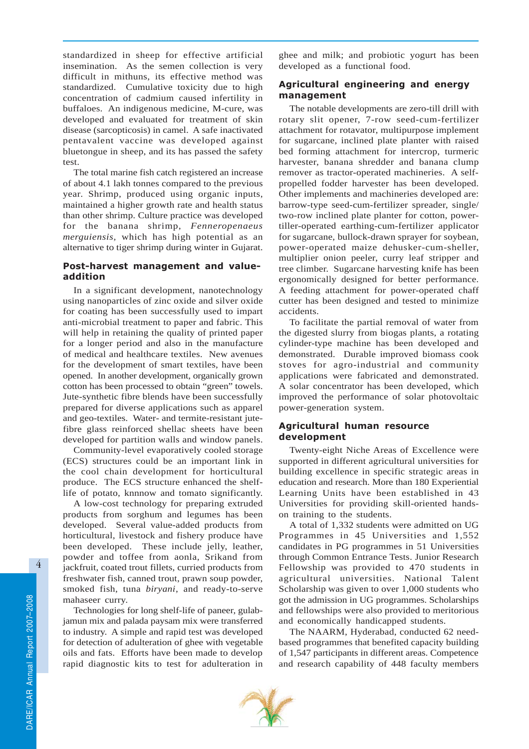standardized in sheep for effective artificial insemination. As the semen collection is very difficult in mithuns, its effective method was standardized. Cumulative toxicity due to high concentration of cadmium caused infertility in buffaloes. An indigenous medicine, M-cure, was developed and evaluated for treatment of skin disease (sarcopticosis) in camel. A safe inactivated pentavalent vaccine was developed against bluetongue in sheep, and its has passed the safety test.

The total marine fish catch registered an increase of about 4.1 lakh tonnes compared to the previous year. Shrimp, produced using organic inputs, maintained a higher growth rate and health status than other shrimp. Culture practice was developed for the banana shrimp, *Fenneropenaeus merguiensis*, which has high potential as an alternative to tiger shrimp during winter in Gujarat.

### Post-harvest management and value-addition

In a significant development, nanotechnology using nanoparticles of zinc oxide and silver oxide for coating has been successfully used to impart anti-microbial treatment to paper and fabric. This will help in retaining the quality of printed paper for a longer period and also in the manufacture of medical and healthcare textiles. New avenues for the development of smart textiles, have been opened. In another development, organically grown cotton has been processed to obtain "green" towels. Jute-synthetic fibre blends have been successfully prepared for diverse applications such as apparel and geo-textiles. Water- and termite-resistant jute-fibre glass reinforced shellac sheets have been developed for partition walls and window panels.

Community-level evaporatively cooled storage (ECS) structures could be an important link in the cool chain development for horticultural produce. The ECS structure enhanced the shelf-life of potato, knnnow and tomato significantly.

A low-cost technology for preparing extruded products from sorghum and legumes has been developed. Several value-added products from horticultural, livestock and fishery produce have been developed. These include jelly, leather, powder and toffee from aonla, Srikand from jackfruit, coated trout fillets, curried products from freshwater fish, canned trout, prawn soup powder, smoked fish, tuna *biryani*, and ready-to-serve mahaseer curry.

Technologies for long shelf-life of paneer, gulab-jamun mix and palada paysam mix were transferred to industry. A simple and rapid test was developed for detection of adulteration of ghee with vegetable oils and fats. Efforts have been made to develop rapid diagnostic kits to test for adulteration in ghee and milk; and probiotic yogurt has been developed as a functional food.

### Agricultural engineering and energy management

The notable developments are zero-till drill with rotary slit opener, 7-row seed-cum-fertilizer attachment for rotavator, multipurpose implement for sugarcane, inclined plate planter with raised bed forming attachment for intercrop, turmeric harvester, banana shredder and banana clump remover as tractor-operated machineries. A self-propelled fodder harvester has been developed. Other implements and machineries developed are: barrow-type seed-cum-fertilizer spreader, single/two-row inclined plate planter for cotton, power-tiller-operated earthing-cum-fertilizer applicator for sugarcane, bullock-drawn sprayer for soybean, power-operated maize dehusker-cum-sheller, multiplier onion peeler, curry leaf stripper and tree climber. Sugarcane harvesting knife has been ergonomically designed for better performance. A feeding attachment for power-operated chaff cutter has been designed and tested to minimize accidents.

To facilitate the partial removal of water from the digested slurry from biogas plants, a rotating cylinder-type machine has been developed and demonstrated. Durable improved biomass cook stoves for agro-industrial and community applications were fabricated and demonstrated. A solar concentrator has been developed, which improved the performance of solar photovoltaic power-generation system.

### Agricultural human resource development

Twenty-eight Niche Areas of Excellence were supported in different agricultural universities for building excellence in specific strategic areas in education and research. More than 180 Experiential Learning Units have been established in 43 Universities for providing skill-oriented hands-on training to the students.

A total of 1,332 students were admitted on UG Programmes in 45 Universities and 1,552 candidates in PG programmes in 51 Universities through Common Entrance Tests. Junior Research Fellowship was provided to 470 students in agricultural universities. National Talent Scholarship was given to over 1,000 students who got the admission in UG programmes. Scholarships and fellowships were also provided to meritorious and economically handicapped students.

The NAARM, Hyderabad, conducted 62 need-based programmes that benefited capacity building of 1,547 participants in different areas. Competence and research capability of 448 faculty members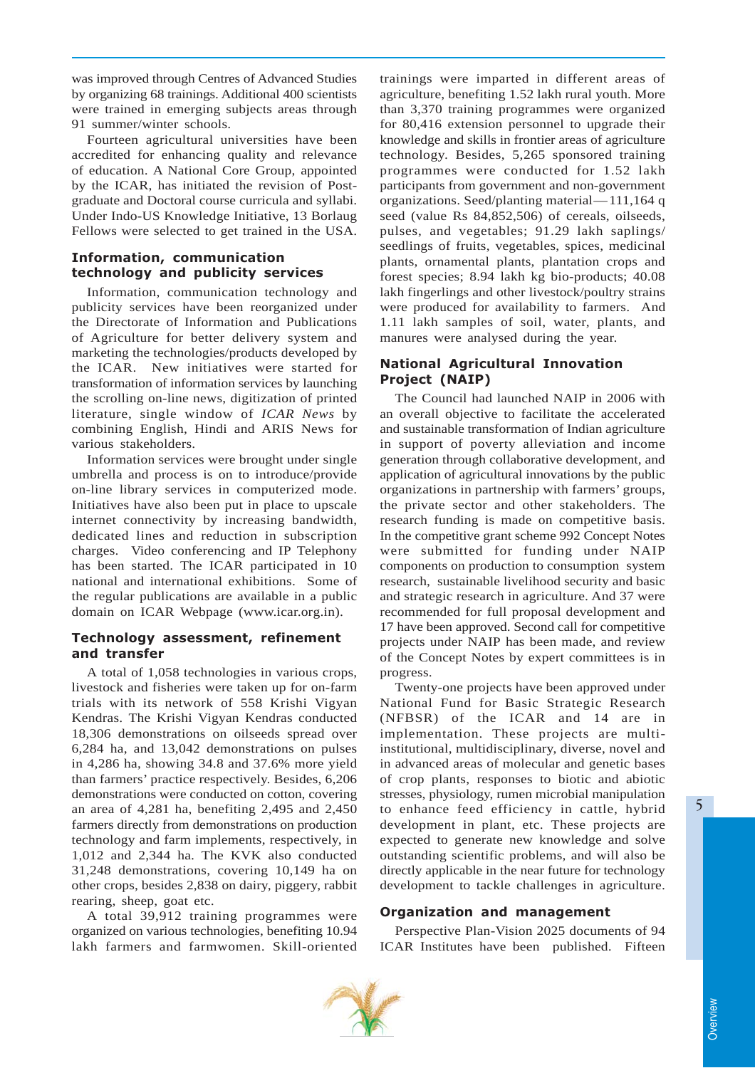was improved through Centres of Advanced Studies by organizing 68 trainings. Additional 400 scientists were trained in emerging subjects areas through 91 summer/winter schools.

Fourteen agricultural universities have been accredited for enhancing quality and relevance of education. A National Core Group, appointed by the ICAR, has initiated the revision of Post-graduate and Doctoral course curricula and syllabi. Under Indo-US Knowledge Initiative, 13 Borlaug Fellows were selected to get trained in the USA.

### Information, communication technology and publicity services

Information, communication technology and publicity services have been reorganized under the Directorate of Information and Publications of Agriculture for better delivery system and marketing the technologies/products developed by the ICAR. New initiatives were started for transformation of information services by launching the scrolling on-line news, digitization of printed literature, single window of *ICAR News* by combining English, Hindi and ARIS News for various stakeholders.

Information services were brought under single umbrella and process is on to introduce/provide on-line library services in computerized mode. Initiatives have also been put in place to upscale internet connectivity by increasing bandwidth, dedicated lines and reduction in subscription charges. Video conferencing and IP Telephony has been started. The ICAR participated in 10 national and international exhibitions. Some of the regular publications are available in a public domain on ICAR Webpage (www.icar.org.in).

### Technology assessment, refinement and transfer

A total of 1,058 technologies in various crops, livestock and fisheries were taken up for on-farm trials with its network of 558 Krishi Vigyan Kendras. The Krishi Vigyan Kendras conducted 18,306 demonstrations on oilseeds spread over 6,284 ha, and 13,042 demonstrations on pulses in 4,286 ha, showing 34.8 and 37.6% more yield than farmers' practice respectively. Besides, 6,206 demonstrations were conducted on cotton, covering an area of 4,281 ha, benefiting 2,495 and 2,450 farmers directly from demonstrations on production technology and farm implements, respectively, in 1,012 and 2,344 ha. The KVK also conducted 31,248 demonstrations, covering 10,149 ha on other crops, besides 2,838 on dairy, piggery, rabbit rearing, sheep, goat etc.

A total 39,912 training programmes were organized on various technologies, benefiting 10.94 lakh farmers and farmwomen. Skill-oriented trainings were imparted in different areas of agriculture, benefiting 1.52 lakh rural youth. More than 3,370 training programmes were organized for 80,416 extension personnel to upgrade their knowledge and skills in frontier areas of agriculture technology. Besides, 5,265 sponsored training programmes were conducted for 1.52 lakh participants from government and non-government organizations. Seed/planting material — 111,164 q seed (value Rs 84,852,506) of cereals, oilseeds, pulses, and vegetables; 91.29 lakh saplings/ seedlings of fruits, vegetables, spices, medicinal plants, ornamental plants, plantation crops and forest species; 8.94 lakh kg bio-products; 40.08 lakh fingerlings and other livestock/poultry strains were produced for availability to farmers. And 1.11 lakh samples of soil, water, plants, and manures were analysed during the year.

### National Agricultural Innovation Project (NAIP)

The Council had launched NAIP in 2006 with an overall objective to facilitate the accelerated and sustainable transformation of Indian agriculture in support of poverty alleviation and income generation through collaborative development, and application of agricultural innovations by the public organizations in partnership with farmers' groups, the private sector and other stakeholders. The research funding is made on competitive basis. In the competitive grant scheme 992 Concept Notes were submitted for funding under NAIP components on production to consumption system research, sustainable livelihood security and basic and strategic research in agriculture. And 37 were recommended for full proposal development and 17 have been approved. Second call for competitive projects under NAIP has been made, and review of the Concept Notes by expert committees is in progress.

Twenty-one projects have been approved under National Fund for Basic Strategic Research (NFBSR) of the ICAR and 14 are in implementation. These projects are multi-institutional, multidisciplinary, diverse, novel and in advanced areas of molecular and genetic bases of crop plants, responses to biotic and abiotic stresses, physiology, rumen microbial manipulation to enhance feed efficiency in cattle, hybrid development in plant, etc. These projects are expected to generate new knowledge and solve outstanding scientific problems, and will also be directly applicable in the near future for technology development to tackle challenges in agriculture.

### Organization and management

Perspective Plan-Vision 2025 documents of 94 ICAR Institutes have been published. Fifteen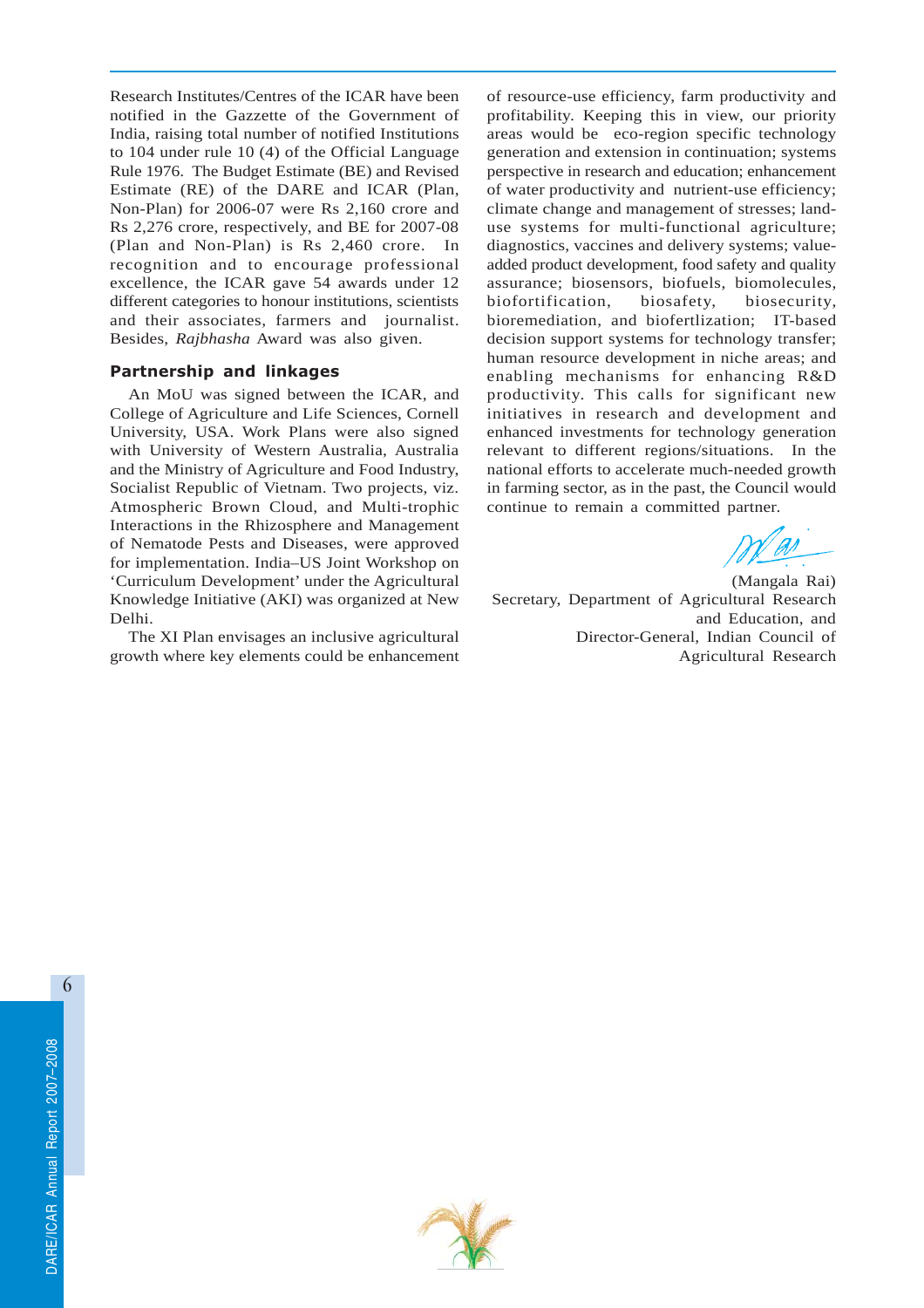Research Institutes/Centres of the ICAR have been notified in the Gazzette of the Government of India, raising total number of notified Institutions to 104 under rule 10 (4) of the Official Language Rule 1976. The Budget Estimate (BE) and Revised Estimate (RE) of the DARE and ICAR (Plan, Non-Plan) for 2006-07 were Rs 2,160 crore and Rs 2,276 crore, respectively, and BE for 2007-08 (Plan and Non-Plan) is Rs 2,460 crore. In recognition and to encourage professional excellence, the ICAR gave 54 awards under 12 different categories to honour institutions, scientists and their associates, farmers and journalist. Besides, *Rajbhasha* Award was also given.

## Partnership and linkages

An MoU was signed between the ICAR, and College of Agriculture and Life Sciences, Cornell University, USA. Work Plans were also signed with University of Western Australia, Australia and the Ministry of Agriculture and Food Industry, Socialist Republic of Vietnam. Two projects, viz. Atmospheric Brown Cloud, and Multi-trophic Interactions in the Rhizosphere and Management of Nematode Pests and Diseases, were approved for implementation. India–US Joint Workshop on 'Curriculum Development' under the Agricultural Knowledge Initiative (AKI) was organized at New Delhi.

The XI Plan envisages an inclusive agricultural growth where key elements could be enhancement of resource-use efficiency, farm productivity and profitability. Keeping this in view, our priority areas would be eco-region specific technology generation and extension in continuation; systems perspective in research and education; enhancement of water productivity and nutrient-use efficiency; climate change and management of stresses; land-use systems for multi-functional agriculture; diagnostics, vaccines and delivery systems; value-added product development, food safety and quality assurance; biosensors, biofuels, biomolecules, biofortification, biosafety, biosecurity, bioremediation, and biofertlization; IT-based decision support systems for technology transfer; human resource development in niche areas; and enabling mechanisms for enhancing R&D productivity. This calls for significant new initiatives in research and development and enhanced investments for technology generation relevant to different regions/situations. In the national efforts to accelerate much-needed growth in farming sector, as in the past, the Council would continue to remain a committed partner.

(Mangala Rai)
Secretary, Department of Agricultural Research and Education, and
Director-General, Indian Council of Agricultural Research